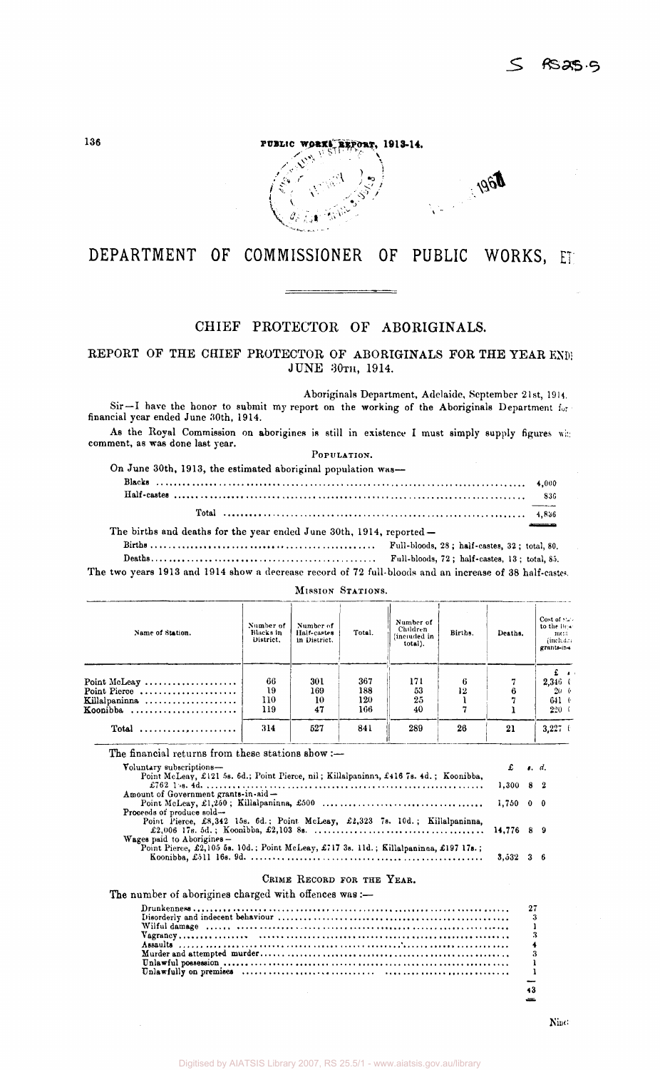# DEPARTMENT OF COMMISSIONER OF PUBLIC WORKS, ET

## CHIEF PROTECTOR OF ABORIGINALS.

### REPORT OF THE CHIEF PROTECTOR OF ABORIGINALS FOR THE YEAR ENDED JUNE 30TH, 1914.

Aboriginals Department, Adelaide, September 21st, 1914.

Sir—I have the honor to submit my report on the working of the Aboriginals Department for financial year ended June 30th, 1914.

As the Royal Commission on aborigines is still in existence I must simply supply figures without comment, as was done last year.

POPULATION.

On June 30th, 1913, the estimated aboriginal population was—

| | |
|---|---|
| Blacks | 4,000 |
| Half-castes | 836 |
| Total | 4,836 |

The births and deaths for the year ended June 30th, 1914, reported—

Births ........ Full-bloods, 28; half-castes, 32; total, 60.

Deaths ........ Full-bloods, 72; half-castes, 13; total, 85.

The two years 1913 and 1914 show a decrease record of 72 full-bloods and an increase of 38 half-castes.

MISSION STATIONS.

| Name of Station. | Number of Blacks in District. | Number of Half-castes in District. | Total. | Number of Children (included in total). | Births. | Deaths. | Cost of ... to the De... ment (including grants-in-a... |
|---|---|---|---|---|---|---|---|
| | | | | | | | £ s. |
| Point McLeay | 66 | 301 | 367 | 171 | 6 | 7 | 2,346 ( |
| Point Pierce | 19 | 169 | 188 | 53 | 12 | 6 | 20 ( |
| Killalpaninna | 110 | 10 | 120 | 25 | 1 | 7 | 641 ( |
| Koonibba | 119 | 47 | 166 | 40 | 7 | 1 | 220 ( |
| Total | 314 | 527 | 841 | 289 | 26 | 21 | 3,227 ( |

The financial returns from these stations show:—

| | £ | s. | d. |
|---|---|---|---|
| Voluntary subscriptions— Point McLeay, £121 5s. 6d.; Point Pierce, nil; Killalpaninna, £416 7s. 4d.; Koonibba, £762 1s. 4d. | 1,300 | 8 | 2 |
| Amount of Government grants-in-aid— Point McLeay, £1,250; Killalpaninna, £500 | 1,750 | 0 | 0 |
| Proceeds of produce sold— Point Pierce, £8,342 15s. 6d.; Point McLeay, £2,323 7s. 10d.; Killalpaninna, £2,006 17s. 5d.; Koonibba, £2,103 8s. | 14,776 | 8 | 9 |
| Wages paid to Aborigines— Point Pierce, £2,105 5s. 10d.; Point McLeay, £717 3s. 11d.; Killalpaninna, £197 17s.; Koonibba, £511 16s. 9d. | 3,532 | 3 | 6 |

CRIME RECORD FOR THE YEAR.

The number of aborigines charged with offences was:—

| | |
|---|---|
| Drunkenness | 27 |
| Disorderly and indecent behaviour | 3 |
| Wilful damage | 1 |
| Vagrancy | 3 |
| Assaults | 4 |
| Murder and attempted murder | 3 |
| Unlawful possession | 1 |
| Unlawfully on premises | 1 |
| | 43 |

Nine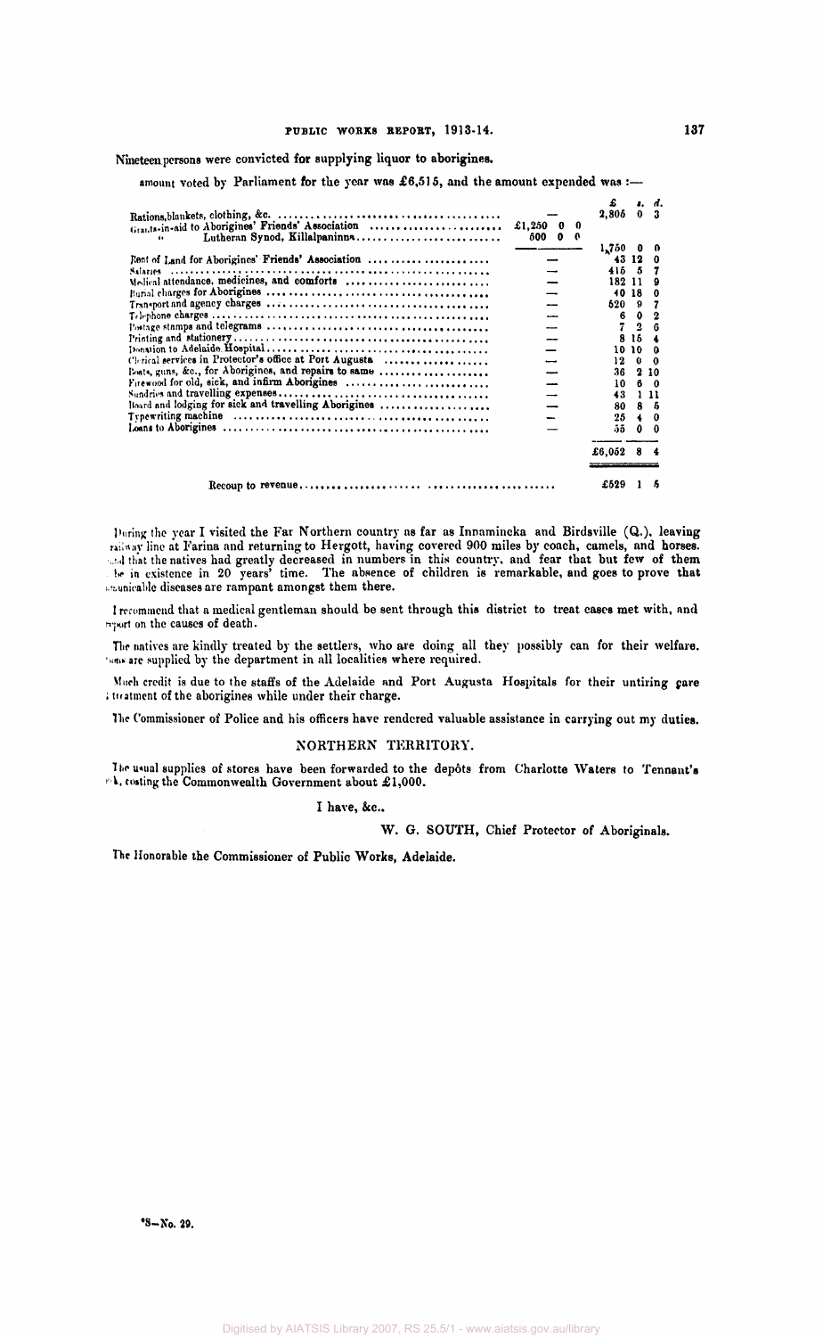Nineteen persons were convicted for supplying liquor to aborigines.

amount voted by Parliament for the year was £6,515, and the amount expended was :—

| | | £ s. d. |
|---|---|---|
| Rations, blankets, clothing, &c. | — | 2,806 0 3 |
| Grants-in-aid to Aborigines' Friends' Association | £1,250 0 0 | |
| " Lutheran Synod, Killalpaninna | 500 0 0 | |
| | | 1,750 0 0 |
| Rent of Land for Aborigines' Friends' Association | — | 43 12 0 |
| Salaries | — | 415 5 7 |
| Medical attendance, medicines, and comforts | — | 182 11 9 |
| Burial charges for Aborigines | — | 40 18 0 |
| Transport and agency charges | — | 520 9 7 |
| Telephone charges | — | 6 0 2 |
| Postage stamps and telegrams | — | 7 2 6 |
| Printing and stationery | — | 8 15 4 |
| Donation to Adelaide Hospital | — | 10 10 0 |
| Clerical services in Protector's office at Port Augusta | — | 12 0 0 |
| Boats, guns, &c., for Aborigines, and repairs to same | — | 36 2 10 |
| Firewood for old, sick, and infirm Aborigines | — | 10 6 0 |
| Sundries and travelling expenses | — | 43 1 11 |
| Board and lodging for sick and travelling Aborigines | — | 80 8 5 |
| Typewriting machine | — | 25 4 0 |
| Loans to Aborigines | — | 55 0 0 |
| | | £6,052 8 4 |
| Recoup to revenue | | £529 1 5 |

During the year I visited the Far Northern country as far as Innamincka and Birdsville (Q.), leaving railway line at Farina and returning to Hergott, having covered 900 miles by coach, camels, and horses. ...d that the natives had greatly decreased in numbers in this country, and fear that but few of them be in existence in 20 years' time. The absence of children is remarkable, and goes to prove that ...unicable diseases are rampant amongst them there.

I recommend that a medical gentleman should be sent through this district to treat cases met with, and report on the causes of death.

The natives are kindly treated by the settlers, who are doing all they possibly can for their welfare. ...ons are supplied by the department in all localities where required.

Much credit is due to the staffs of the Adelaide and Port Augusta Hospitals for their untiring care ... treatment of the aborigines while under their charge.

The Commissioner of Police and his officers have rendered valuable assistance in carrying out my duties.

## NORTHERN TERRITORY.

The usual supplies of stores have been forwarded to the depôts from Charlotte Waters to Tennant's ...k, costing the Commonwealth Government about £1,000.

I have, &c.,

W. G. SOUTH, Chief Protector of Aboriginals.

The Honorable the Commissioner of Public Works, Adelaide.

*8—No. 29.